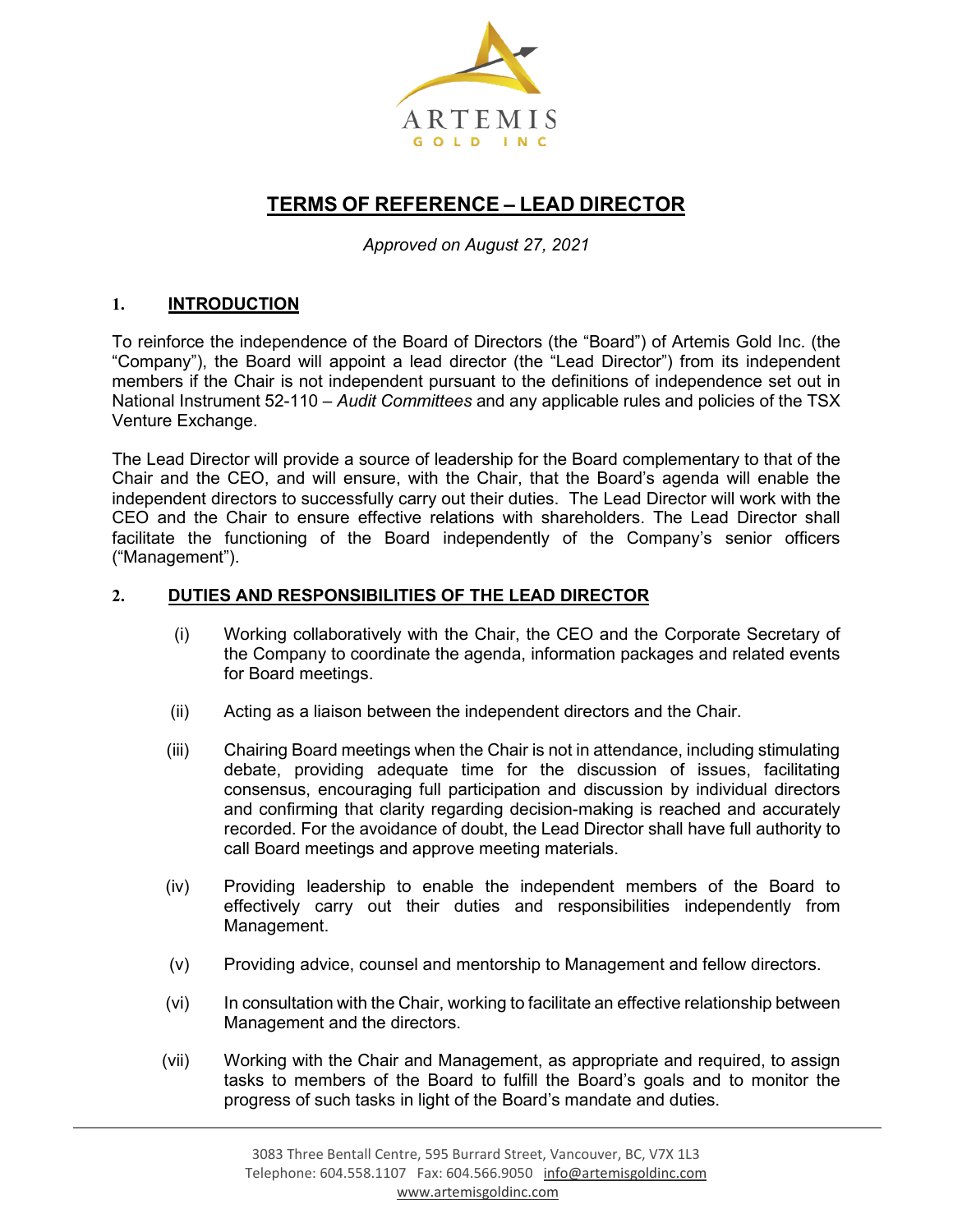# TERMS OF REFERENCE – LEAD DIRECTOR

*Approved on August 27, 2021*

## 1. INTRODUCTION

To reinforce the independence of the Board of Directors (the "Board") of Artemis Gold Inc. (the "Company"), the Board will appoint a lead director (the "Lead Director") from its independent members if the Chair is not independent pursuant to the definitions of independence set out in National Instrument 52-110 – *Audit Committees* and any applicable rules and policies of the TSX Venture Exchange.

The Lead Director will provide a source of leadership for the Board complementary to that of the Chair and the CEO, and will ensure, with the Chair, that the Board's agenda will enable the independent directors to successfully carry out their duties. The Lead Director will work with the CEO and the Chair to ensure effective relations with shareholders. The Lead Director shall facilitate the functioning of the Board independently of the Company's senior officers ("Management").

## 2. DUTIES AND RESPONSIBILITIES OF THE LEAD DIRECTOR

(i) Working collaboratively with the Chair, the CEO and the Corporate Secretary of the Company to coordinate the agenda, information packages and related events for Board meetings.

(ii) Acting as a liaison between the independent directors and the Chair.

(iii) Chairing Board meetings when the Chair is not in attendance, including stimulating debate, providing adequate time for the discussion of issues, facilitating consensus, encouraging full participation and discussion by individual directors and confirming that clarity regarding decision-making is reached and accurately recorded. For the avoidance of doubt, the Lead Director shall have full authority to call Board meetings and approve meeting materials.

(iv) Providing leadership to enable the independent members of the Board to effectively carry out their duties and responsibilities independently from Management.

(v) Providing advice, counsel and mentorship to Management and fellow directors.

(vi) In consultation with the Chair, working to facilitate an effective relationship between Management and the directors.

(vii) Working with the Chair and Management, as appropriate and required, to assign tasks to members of the Board to fulfill the Board's goals and to monitor the progress of such tasks in light of the Board's mandate and duties.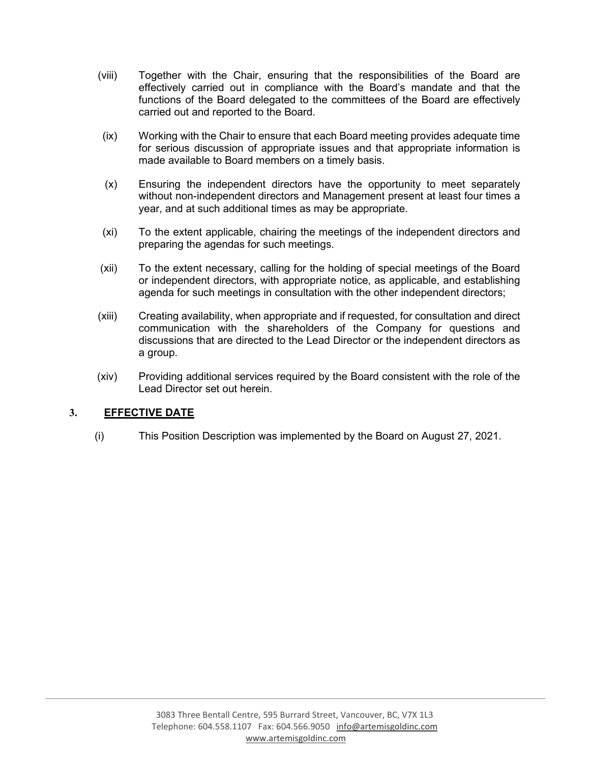(viii) Together with the Chair, ensuring that the responsibilities of the Board are effectively carried out in compliance with the Board's mandate and that the functions of the Board delegated to the committees of the Board are effectively carried out and reported to the Board.

(ix) Working with the Chair to ensure that each Board meeting provides adequate time for serious discussion of appropriate issues and that appropriate information is made available to Board members on a timely basis.

(x) Ensuring the independent directors have the opportunity to meet separately without non-independent directors and Management present at least four times a year, and at such additional times as may be appropriate.

(xi) To the extent applicable, chairing the meetings of the independent directors and preparing the agendas for such meetings.

(xii) To the extent necessary, calling for the holding of special meetings of the Board or independent directors, with appropriate notice, as applicable, and establishing agenda for such meetings in consultation with the other independent directors;

(xiii) Creating availability, when appropriate and if requested, for consultation and direct communication with the shareholders of the Company for questions and discussions that are directed to the Lead Director or the independent directors as a group.

(xiv) Providing additional services required by the Board consistent with the role of the Lead Director set out herein.

## 3. <u>EFFECTIVE DATE</u>

(i) This Position Description was implemented by the Board on August 27, 2021.